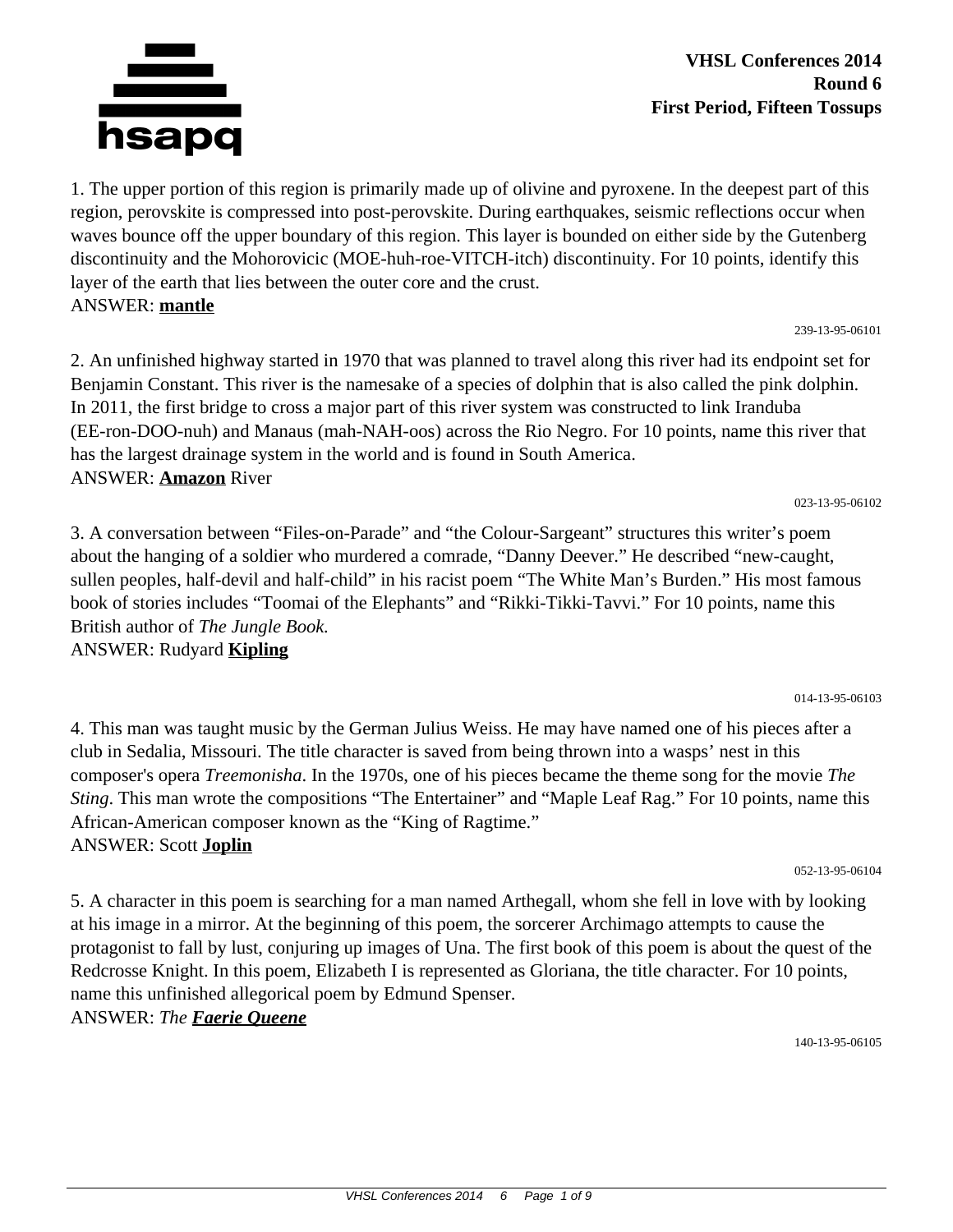**VHSL Conferences 2014**
**Round 6**
**First Period, Fifteen Tossups**

1. The upper portion of this region is primarily made up of olivine and pyroxene. In the deepest part of this region, perovskite is compressed into post-perovskite. During earthquakes, seismic reflections occur when waves bounce off the upper boundary of this region. This layer is bounded on either side by the Gutenberg discontinuity and the Mohorovicic (MOE-huh-roe-VITCH-itch) discontinuity. For 10 points, identify this layer of the earth that lies between the outer core and the crust.
ANSWER: **mantle**

239-13-95-06101

2. An unfinished highway started in 1970 that was planned to travel along this river had its endpoint set for Benjamin Constant. This river is the namesake of a species of dolphin that is also called the pink dolphin. In 2011, the first bridge to cross a major part of this river system was constructed to link Iranduba (EE-ron-DOO-nuh) and Manaus (mah-NAH-oos) across the Rio Negro. For 10 points, name this river that has the largest drainage system in the world and is found in South America.
ANSWER: **Amazon** River

023-13-95-06102

3. A conversation between "Files-on-Parade" and "the Colour-Sargeant" structures this writer's poem about the hanging of a soldier who murdered a comrade, "Danny Deever." He described "new-caught, sullen peoples, half-devil and half-child" in his racist poem "The White Man's Burden." His most famous book of stories includes "Toomai of the Elephants" and "Rikki-Tikki-Tavvi." For 10 points, name this British author of *The Jungle Book.*
ANSWER: Rudyard **Kipling**

014-13-95-06103

4. This man was taught music by the German Julius Weiss. He may have named one of his pieces after a club in Sedalia, Missouri. The title character is saved from being thrown into a wasps' nest in this composer's opera *Treemonisha*. In the 1970s, one of his pieces became the theme song for the movie *The Sting*. This man wrote the compositions "The Entertainer" and "Maple Leaf Rag." For 10 points, name this African-American composer known as the "King of Ragtime."
ANSWER: Scott **Joplin**

052-13-95-06104

5. A character in this poem is searching for a man named Arthegall, whom she fell in love with by looking at his image in a mirror. At the beginning of this poem, the sorcerer Archimago attempts to cause the protagonist to fall by lust, conjuring up images of Una. The first book of this poem is about the quest of the Redcrosse Knight. In this poem, Elizabeth I is represented as Gloriana, the title character. For 10 points, name this unfinished allegorical poem by Edmund Spenser.
ANSWER: *The* ***Faerie Queene***

140-13-95-06105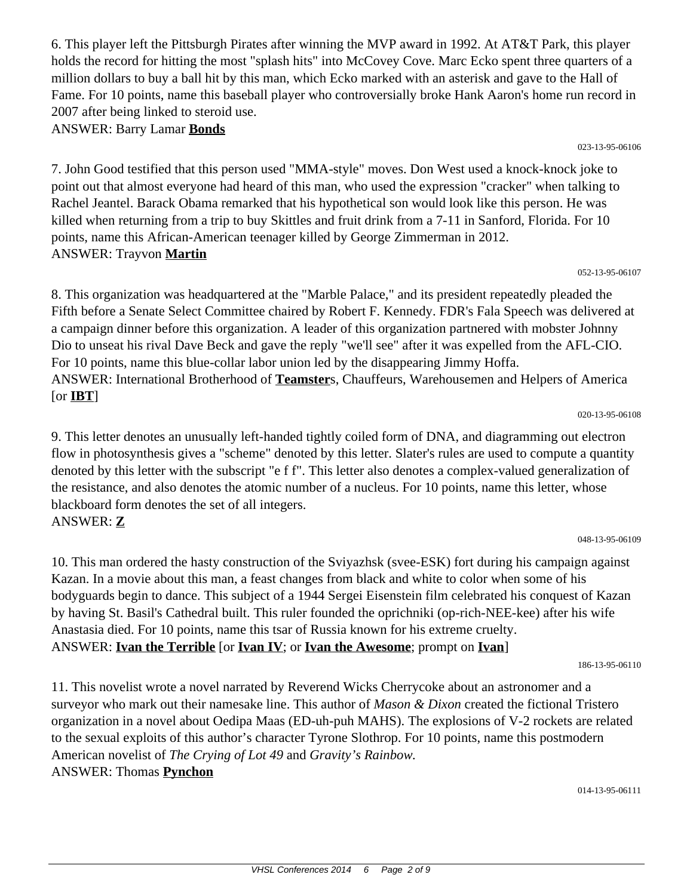6. This player left the Pittsburgh Pirates after winning the MVP award in 1992. At AT&T Park, this player holds the record for hitting the most "splash hits" into McCovey Cove. Marc Ecko spent three quarters of a million dollars to buy a ball hit by this man, which Ecko marked with an asterisk and gave to the Hall of Fame. For 10 points, name this baseball player who controversially broke Hank Aaron's home run record in 2007 after being linked to steroid use.
ANSWER: Barry Lamar **Bonds**

023-13-95-06106

7. John Good testified that this person used "MMA-style" moves. Don West used a knock-knock joke to point out that almost everyone had heard of this man, who used the expression "cracker" when talking to Rachel Jeantel. Barack Obama remarked that his hypothetical son would look like this person. He was killed when returning from a trip to buy Skittles and fruit drink from a 7-11 in Sanford, Florida. For 10 points, name this African-American teenager killed by George Zimmerman in 2012.
ANSWER: Trayvon **Martin**

052-13-95-06107

8. This organization was headquartered at the "Marble Palace," and its president repeatedly pleaded the Fifth before a Senate Select Committee chaired by Robert F. Kennedy. FDR's Fala Speech was delivered at a campaign dinner before this organization. A leader of this organization partnered with mobster Johnny Dio to unseat his rival Dave Beck and gave the reply "we'll see" after it was expelled from the AFL-CIO. For 10 points, name this blue-collar labor union led by the disappearing Jimmy Hoffa.
ANSWER: International Brotherhood of **Teamster**s, Chauffeurs, Warehousemen and Helpers of America [or **IBT**]

020-13-95-06108

9. This letter denotes an unusually left-handed tightly coiled form of DNA, and diagramming out electron flow in photosynthesis gives a "scheme" denoted by this letter. Slater's rules are used to compute a quantity denoted by this letter with the subscript "e f f". This letter also denotes a complex-valued generalization of the resistance, and also denotes the atomic number of a nucleus. For 10 points, name this letter, whose blackboard form denotes the set of all integers.
ANSWER: **Z**

048-13-95-06109

10. This man ordered the hasty construction of the Sviyazhsk (svee-ESK) fort during his campaign against Kazan. In a movie about this man, a feast changes from black and white to color when some of his bodyguards begin to dance. This subject of a 1944 Sergei Eisenstein film celebrated his conquest of Kazan by having St. Basil's Cathedral built. This ruler founded the oprichniki (op-rich-NEE-kee) after his wife Anastasia died. For 10 points, name this tsar of Russia known for his extreme cruelty.
ANSWER: **Ivan the Terrible** [or **Ivan IV**; or **Ivan the Awesome**; prompt on **Ivan**]

186-13-95-06110

11. This novelist wrote a novel narrated by Reverend Wicks Cherrycoke about an astronomer and a surveyor who mark out their namesake line. This author of *Mason & Dixon* created the fictional Tristero organization in a novel about Oedipa Maas (ED-uh-puh MAHS). The explosions of V-2 rockets are related to the sexual exploits of this author's character Tyrone Slothrop. For 10 points, name this postmodern American novelist of *The Crying of Lot 49* and *Gravity's Rainbow.*
ANSWER: Thomas **Pynchon**

014-13-95-06111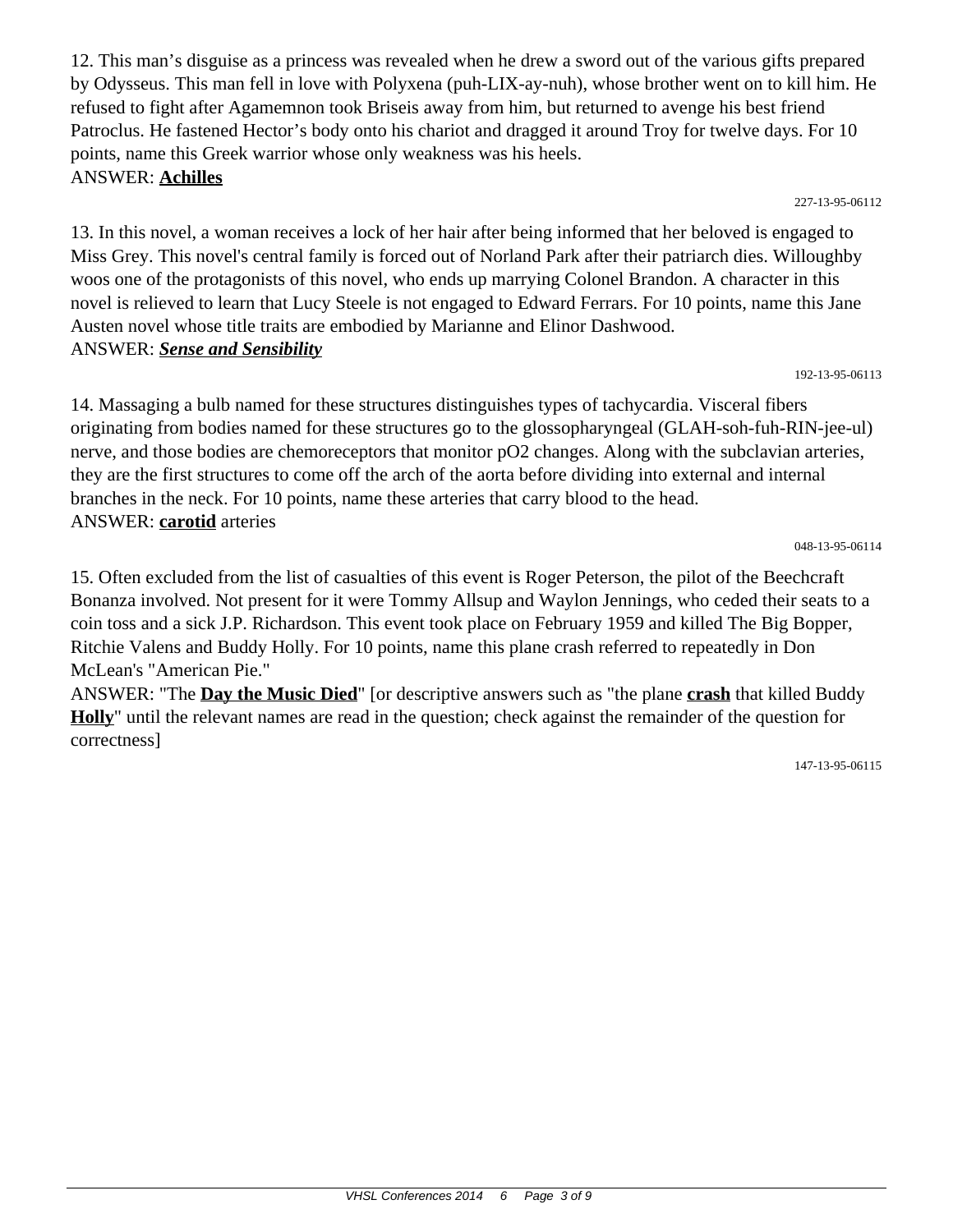12. This man's disguise as a princess was revealed when he drew a sword out of the various gifts prepared by Odysseus. This man fell in love with Polyxena (puh-LIX-ay-nuh), whose brother went on to kill him. He refused to fight after Agamemnon took Briseis away from him, but returned to avenge his best friend Patroclus. He fastened Hector's body onto his chariot and dragged it around Troy for twelve days. For 10 points, name this Greek warrior whose only weakness was his heels.
ANSWER: **Achilles**

227-13-95-06112

13. In this novel, a woman receives a lock of her hair after being informed that her beloved is engaged to Miss Grey. This novel's central family is forced out of Norland Park after their patriarch dies. Willoughby woos one of the protagonists of this novel, who ends up marrying Colonel Brandon. A character in this novel is relieved to learn that Lucy Steele is not engaged to Edward Ferrars. For 10 points, name this Jane Austen novel whose title traits are embodied by Marianne and Elinor Dashwood.
ANSWER: ***Sense and Sensibility***

192-13-95-06113

14. Massaging a bulb named for these structures distinguishes types of tachycardia. Visceral fibers originating from bodies named for these structures go to the glossopharyngeal (GLAH-soh-fuh-RIN-jee-ul) nerve, and those bodies are chemoreceptors that monitor pO2 changes. Along with the subclavian arteries, they are the first structures to come off the arch of the aorta before dividing into external and internal branches in the neck. For 10 points, name these arteries that carry blood to the head.
ANSWER: **carotid** arteries

048-13-95-06114

15. Often excluded from the list of casualties of this event is Roger Peterson, the pilot of the Beechcraft Bonanza involved. Not present for it were Tommy Allsup and Waylon Jennings, who ceded their seats to a coin toss and a sick J.P. Richardson. This event took place on February 1959 and killed The Big Bopper, Ritchie Valens and Buddy Holly. For 10 points, name this plane crash referred to repeatedly in Don McLean's "American Pie."
ANSWER: "The **Day the Music Died**" [or descriptive answers such as "the plane **crash** that killed Buddy **Holly**" until the relevant names are read in the question; check against the remainder of the question for correctness]

147-13-95-06115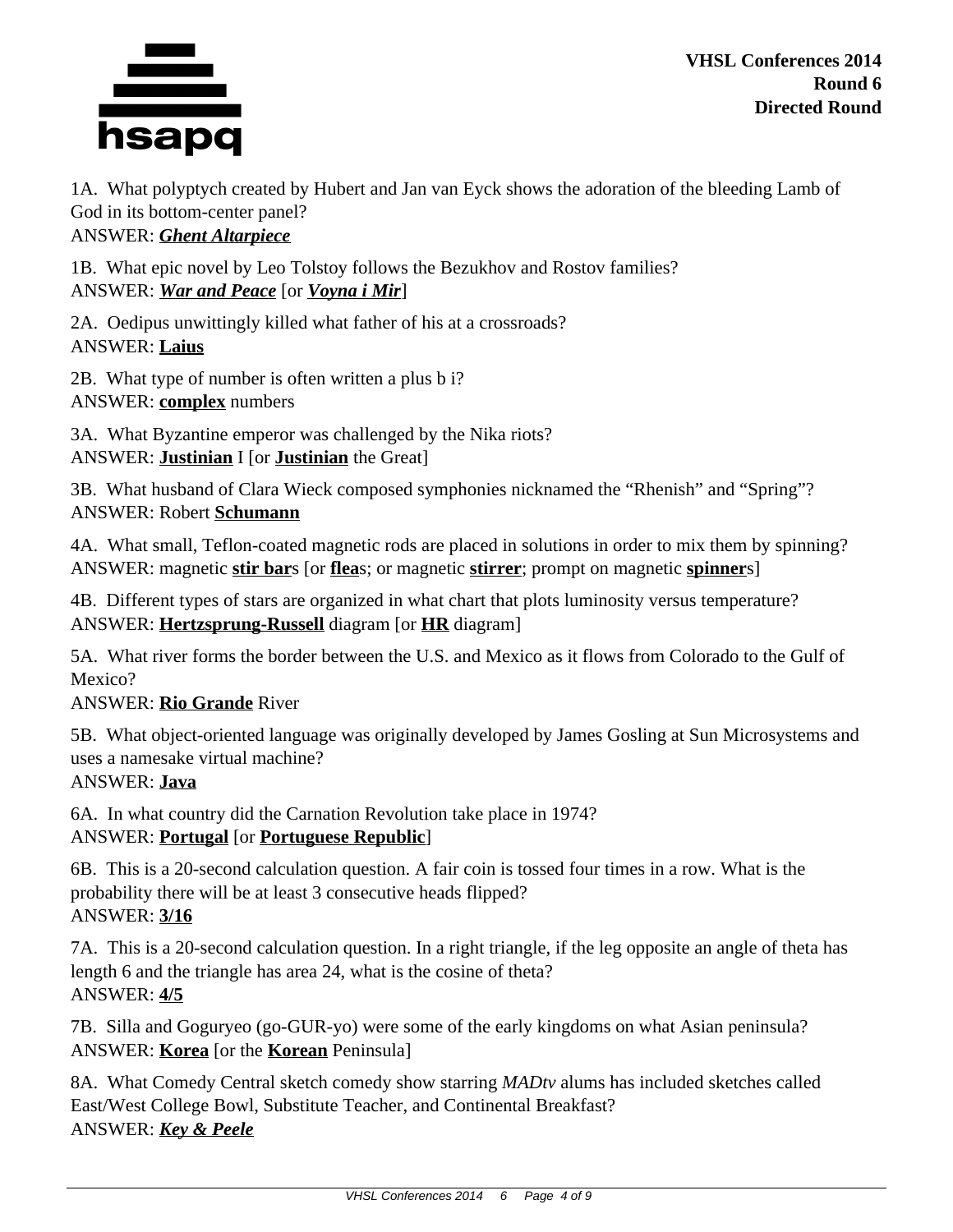**VHSL Conferences 2014**
**Round 6**
**Directed Round**

1A. What polyptych created by Hubert and Jan van Eyck shows the adoration of the bleeding Lamb of God in its bottom-center panel?
ANSWER: ***Ghent Altarpiece***

1B. What epic novel by Leo Tolstoy follows the Bezukhov and Rostov families?
ANSWER: ***War and Peace*** [or ***Voyna i Mir***]

2A. Oedipus unwittingly killed what father of his at a crossroads?
ANSWER: **Laius**

2B. What type of number is often written a plus b i?
ANSWER: **complex** numbers

3A. What Byzantine emperor was challenged by the Nika riots?
ANSWER: **Justinian** I [or **Justinian** the Great]

3B. What husband of Clara Wieck composed symphonies nicknamed the "Rhenish" and "Spring"?
ANSWER: Robert **Schumann**

4A. What small, Teflon-coated magnetic rods are placed in solutions in order to mix them by spinning?
ANSWER: magnetic **stir bar**s [or **flea**s; or magnetic **stirrer**; prompt on magnetic **spinner**s]

4B. Different types of stars are organized in what chart that plots luminosity versus temperature?
ANSWER: **Hertzsprung-Russell** diagram [or **HR** diagram]

5A. What river forms the border between the U.S. and Mexico as it flows from Colorado to the Gulf of Mexico?
ANSWER: **Rio Grande** River

5B. What object-oriented language was originally developed by James Gosling at Sun Microsystems and uses a namesake virtual machine?
ANSWER: **Java**

6A. In what country did the Carnation Revolution take place in 1974?
ANSWER: **Portugal** [or **Portuguese Republic**]

6B. This is a 20-second calculation question. A fair coin is tossed four times in a row. What is the probability there will be at least 3 consecutive heads flipped?
ANSWER: **3/16**

7A. This is a 20-second calculation question. In a right triangle, if the leg opposite an angle of theta has length 6 and the triangle has area 24, what is the cosine of theta?
ANSWER: **4/5**

7B. Silla and Goguryeo (go-GUR-yo) were some of the early kingdoms on what Asian peninsula?
ANSWER: **Korea** [or the **Korean** Peninsula]

8A. What Comedy Central sketch comedy show starring *MADtv* alums has included sketches called East/West College Bowl, Substitute Teacher, and Continental Breakfast?
ANSWER: ***Key & Peele***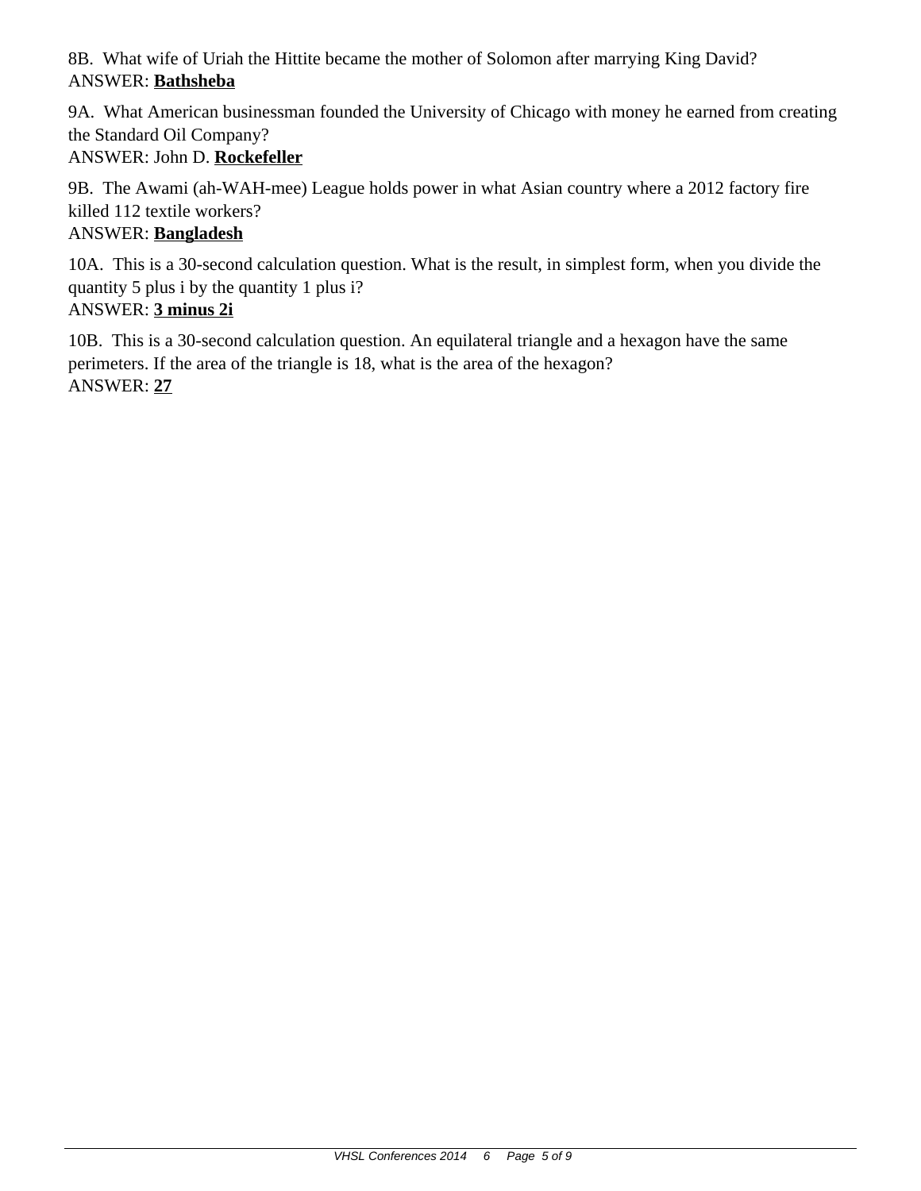8B. What wife of Uriah the Hittite became the mother of Solomon after marrying King David?
ANSWER: **Bathsheba**

9A. What American businessman founded the University of Chicago with money he earned from creating the Standard Oil Company?
ANSWER: John D. **Rockefeller**

9B. The Awami (ah-WAH-mee) League holds power in what Asian country where a 2012 factory fire killed 112 textile workers?
ANSWER: **Bangladesh**

10A. This is a 30-second calculation question. What is the result, in simplest form, when you divide the quantity 5 plus i by the quantity 1 plus i?
ANSWER: **3 minus 2i**

10B. This is a 30-second calculation question. An equilateral triangle and a hexagon have the same perimeters. If the area of the triangle is 18, what is the area of the hexagon?
ANSWER: **27**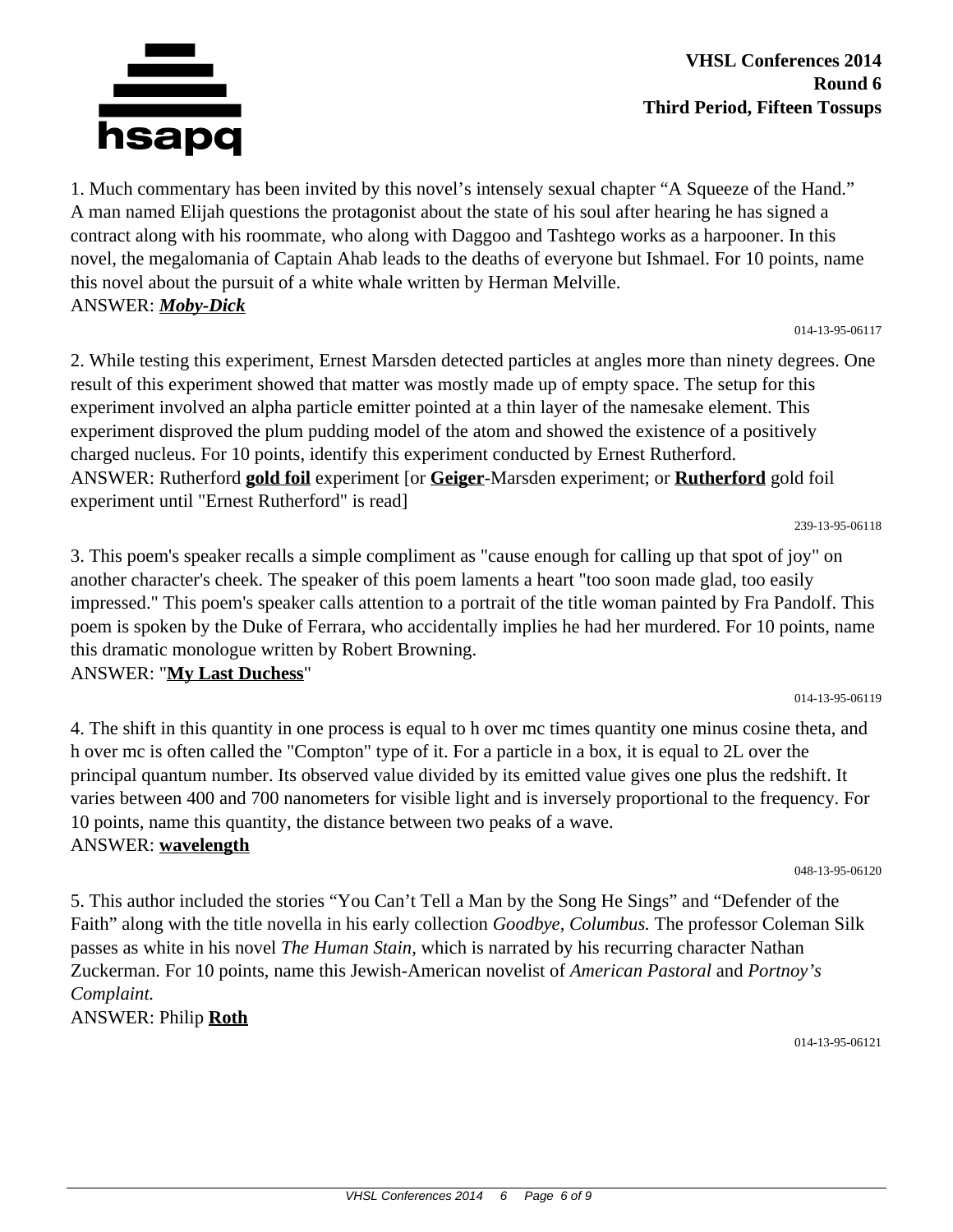**VHSL Conferences 2014**
**Round 6**
**Third Period, Fifteen Tossups**

1. Much commentary has been invited by this novel's intensely sexual chapter "A Squeeze of the Hand." A man named Elijah questions the protagonist about the state of his soul after hearing he has signed a contract along with his roommate, who along with Daggoo and Tashtego works as a harpooner. In this novel, the megalomania of Captain Ahab leads to the deaths of everyone but Ishmael. For 10 points, name this novel about the pursuit of a white whale written by Herman Melville.
ANSWER: ***Moby-Dick***

014-13-95-06117

2. While testing this experiment, Ernest Marsden detected particles at angles more than ninety degrees. One result of this experiment showed that matter was mostly made up of empty space. The setup for this experiment involved an alpha particle emitter pointed at a thin layer of the namesake element. This experiment disproved the plum pudding model of the atom and showed the existence of a positively charged nucleus. For 10 points, identify this experiment conducted by Ernest Rutherford.
ANSWER: Rutherford **gold foil** experiment [or **Geiger**-Marsden experiment; or **Rutherford** gold foil experiment until "Ernest Rutherford" is read]

239-13-95-06118

3. This poem's speaker recalls a simple compliment as "cause enough for calling up that spot of joy" on another character's cheek. The speaker of this poem laments a heart "too soon made glad, too easily impressed." This poem's speaker calls attention to a portrait of the title woman painted by Fra Pandolf. This poem is spoken by the Duke of Ferrara, who accidentally implies he had her murdered. For 10 points, name this dramatic monologue written by Robert Browning.
ANSWER: "**My Last Duchess**"

014-13-95-06119

4. The shift in this quantity in one process is equal to h over mc times quantity one minus cosine theta, and h over mc is often called the "Compton" type of it. For a particle in a box, it is equal to 2L over the principal quantum number. Its observed value divided by its emitted value gives one plus the redshift. It varies between 400 and 700 nanometers for visible light and is inversely proportional to the frequency. For 10 points, name this quantity, the distance between two peaks of a wave.
ANSWER: **wavelength**

048-13-95-06120

5. This author included the stories "You Can't Tell a Man by the Song He Sings" and "Defender of the Faith" along with the title novella in his early collection *Goodbye, Columbus.* The professor Coleman Silk passes as white in his novel *The Human Stain*, which is narrated by his recurring character Nathan Zuckerman. For 10 points, name this Jewish-American novelist of *American Pastoral* and *Portnoy's Complaint.*
ANSWER: Philip **Roth**

014-13-95-06121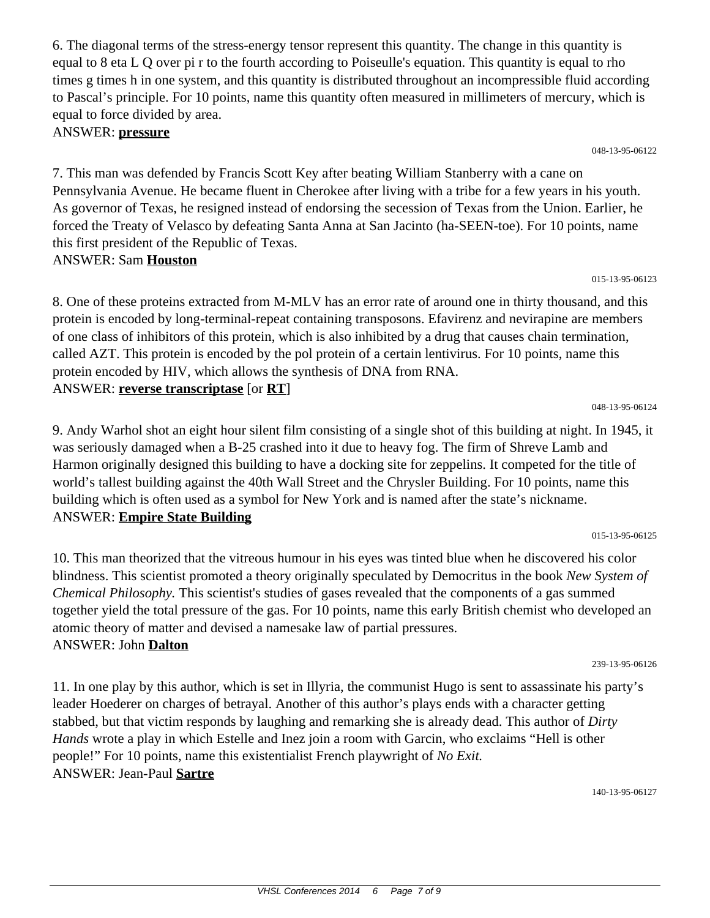6. The diagonal terms of the stress-energy tensor represent this quantity. The change in this quantity is equal to 8 eta L Q over pi r to the fourth according to Poiseulle's equation. This quantity is equal to rho times g times h in one system, and this quantity is distributed throughout an incompressible fluid according to Pascal's principle. For 10 points, name this quantity often measured in millimeters of mercury, which is equal to force divided by area.
ANSWER: **pressure**

048-13-95-06122

7. This man was defended by Francis Scott Key after beating William Stanberry with a cane on Pennsylvania Avenue. He became fluent in Cherokee after living with a tribe for a few years in his youth. As governor of Texas, he resigned instead of endorsing the secession of Texas from the Union. Earlier, he forced the Treaty of Velasco by defeating Santa Anna at San Jacinto (ha-SEEN-toe). For 10 points, name this first president of the Republic of Texas.
ANSWER: Sam **Houston**

015-13-95-06123

8. One of these proteins extracted from M-MLV has an error rate of around one in thirty thousand, and this protein is encoded by long-terminal-repeat containing transposons. Efavirenz and nevirapine are members of one class of inhibitors of this protein, which is also inhibited by a drug that causes chain termination, called AZT. This protein is encoded by the pol protein of a certain lentivirus. For 10 points, name this protein encoded by HIV, which allows the synthesis of DNA from RNA.
ANSWER: **reverse transcriptase** [or **RT**]

048-13-95-06124

9. Andy Warhol shot an eight hour silent film consisting of a single shot of this building at night. In 1945, it was seriously damaged when a B-25 crashed into it due to heavy fog. The firm of Shreve Lamb and Harmon originally designed this building to have a docking site for zeppelins. It competed for the title of world's tallest building against the 40th Wall Street and the Chrysler Building. For 10 points, name this building which is often used as a symbol for New York and is named after the state's nickname.
ANSWER: **Empire State Building**

015-13-95-06125

10. This man theorized that the vitreous humour in his eyes was tinted blue when he discovered his color blindness. This scientist promoted a theory originally speculated by Democritus in the book *New System of Chemical Philosophy.* This scientist's studies of gases revealed that the components of a gas summed together yield the total pressure of the gas. For 10 points, name this early British chemist who developed an atomic theory of matter and devised a namesake law of partial pressures.
ANSWER: John **Dalton**

239-13-95-06126

11. In one play by this author, which is set in Illyria, the communist Hugo is sent to assassinate his party's leader Hoederer on charges of betrayal. Another of this author's plays ends with a character getting stabbed, but that victim responds by laughing and remarking she is already dead. This author of *Dirty Hands* wrote a play in which Estelle and Inez join a room with Garcin, who exclaims "Hell is other people!" For 10 points, name this existentialist French playwright of *No Exit.*
ANSWER: Jean-Paul **Sartre**

140-13-95-06127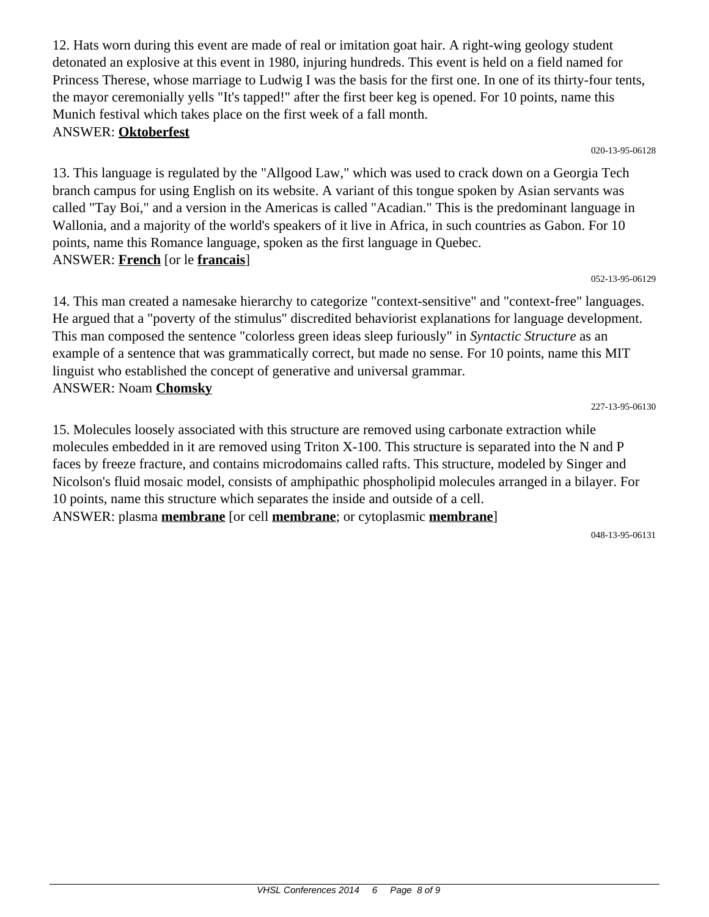12. Hats worn during this event are made of real or imitation goat hair. A right-wing geology student detonated an explosive at this event in 1980, injuring hundreds. This event is held on a field named for Princess Therese, whose marriage to Ludwig I was the basis for the first one. In one of its thirty-four tents, the mayor ceremonially yells "It's tapped!" after the first beer keg is opened. For 10 points, name this Munich festival which takes place on the first week of a fall month.
ANSWER: **Oktoberfest**

020-13-95-06128

13. This language is regulated by the "Allgood Law," which was used to crack down on a Georgia Tech branch campus for using English on its website. A variant of this tongue spoken by Asian servants was called "Tay Boi," and a version in the Americas is called "Acadian." This is the predominant language in Wallonia, and a majority of the world's speakers of it live in Africa, in such countries as Gabon. For 10 points, name this Romance language, spoken as the first language in Quebec.
ANSWER: **French** [or le **francais**]

052-13-95-06129

14. This man created a namesake hierarchy to categorize "context-sensitive" and "context-free" languages. He argued that a "poverty of the stimulus" discredited behaviorist explanations for language development. This man composed the sentence "colorless green ideas sleep furiously" in *Syntactic Structure* as an example of a sentence that was grammatically correct, but made no sense. For 10 points, name this MIT linguist who established the concept of generative and universal grammar.
ANSWER: Noam **Chomsky**

227-13-95-06130

15. Molecules loosely associated with this structure are removed using carbonate extraction while molecules embedded in it are removed using Triton X-100. This structure is separated into the N and P faces by freeze fracture, and contains microdomains called rafts. This structure, modeled by Singer and Nicolson's fluid mosaic model, consists of amphipathic phospholipid molecules arranged in a bilayer. For 10 points, name this structure which separates the inside and outside of a cell.
ANSWER: plasma **membrane** [or cell **membrane**; or cytoplasmic **membrane**]

048-13-95-06131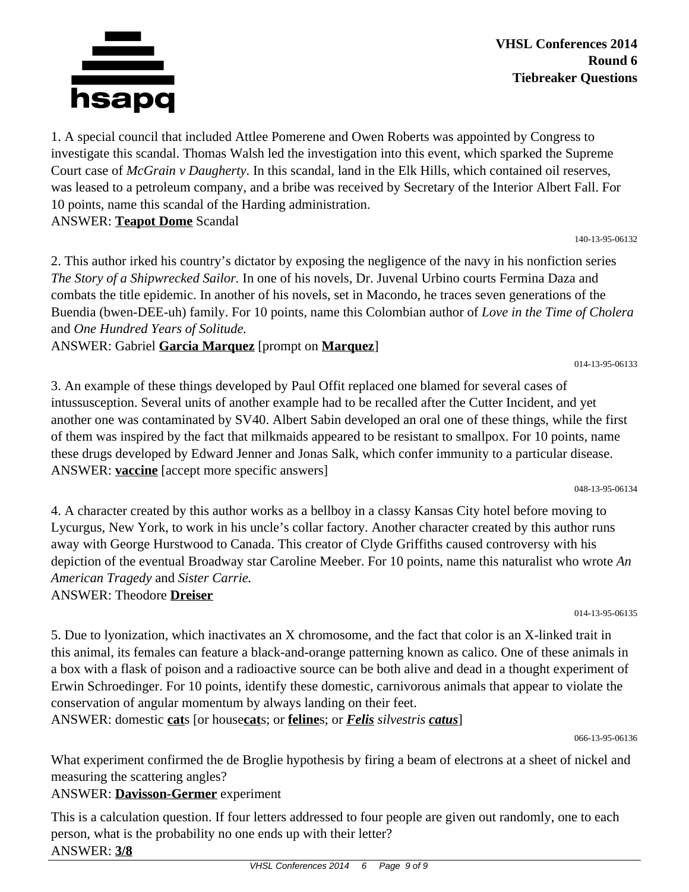VHSL Conferences 2014
Round 6
Tiebreaker Questions

1. A special council that included Attlee Pomerene and Owen Roberts was appointed by Congress to investigate this scandal. Thomas Walsh led the investigation into this event, which sparked the Supreme Court case of *McGrain v Daugherty*. In this scandal, land in the Elk Hills, which contained oil reserves, was leased to a petroleum company, and a bribe was received by Secretary of the Interior Albert Fall. For 10 points, name this scandal of the Harding administration.
ANSWER: **Teapot Dome** Scandal

140-13-95-06132

2. This author irked his country's dictator by exposing the negligence of the navy in his nonfiction series *The Story of a Shipwrecked Sailor.* In one of his novels, Dr. Juvenal Urbino courts Fermina Daza and combats the title epidemic. In another of his novels, set in Macondo, he traces seven generations of the Buendia (bwen-DEE-uh) family. For 10 points, name this Colombian author of *Love in the Time of Cholera* and *One Hundred Years of Solitude.*
ANSWER: Gabriel **Garcia Marquez** [prompt on **Marquez**]

014-13-95-06133

3. An example of these things developed by Paul Offit replaced one blamed for several cases of intussusception. Several units of another example had to be recalled after the Cutter Incident, and yet another one was contaminated by SV40. Albert Sabin developed an oral one of these things, while the first of them was inspired by the fact that milkmaids appeared to be resistant to smallpox. For 10 points, name these drugs developed by Edward Jenner and Jonas Salk, which confer immunity to a particular disease.
ANSWER: **vaccine** [accept more specific answers]

048-13-95-06134

4. A character created by this author works as a bellboy in a classy Kansas City hotel before moving to Lycurgus, New York, to work in his uncle's collar factory. Another character created by this author runs away with George Hurstwood to Canada. This creator of Clyde Griffiths caused controversy with his depiction of the eventual Broadway star Caroline Meeber. For 10 points, name this naturalist who wrote *An American Tragedy* and *Sister Carrie.*
ANSWER: Theodore **Dreiser**

014-13-95-06135

5. Due to lyonization, which inactivates an X chromosome, and the fact that color is an X-linked trait in this animal, its females can feature a black-and-orange patterning known as calico. One of these animals in a box with a flask of poison and a radioactive source can be both alive and dead in a thought experiment of Erwin Schroedinger. For 10 points, identify these domestic, carnivorous animals that appear to violate the conservation of angular momentum by always landing on their feet.
ANSWER: domestic **cat**s [or house**cat**s; or **feline**s; or ***Felis*** *silvestris* ***catus***]

066-13-95-06136

What experiment confirmed the de Broglie hypothesis by firing a beam of electrons at a sheet of nickel and measuring the scattering angles?
ANSWER: **Davisson-Germer** experiment

This is a calculation question. If four letters addressed to four people are given out randomly, one to each person, what is the probability no one ends up with their letter?
ANSWER: **3/8**